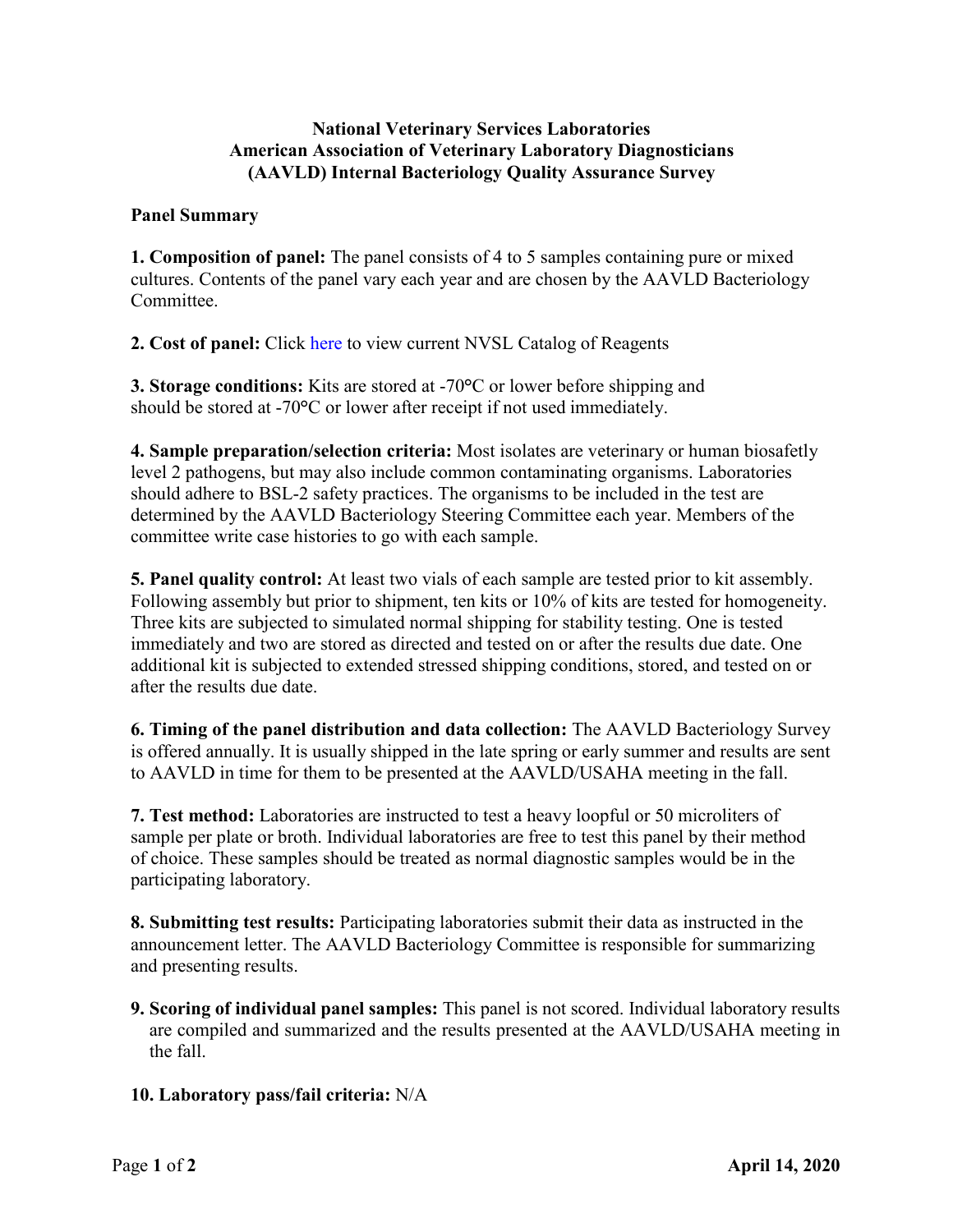# National Veterinary Services Laboratories
# American Association of Veterinary Laboratory Diagnosticians
# (AAVLD) Internal Bacteriology Quality Assurance Survey

## Panel Summary

**1. Composition of panel:** The panel consists of 4 to 5 samples containing pure or mixed cultures. Contents of the panel vary each year and are chosen by the AAVLD Bacteriology Committee.

**2. Cost of panel:** Click here to view current NVSL Catalog of Reagents

**3. Storage conditions:** Kits are stored at -70°C or lower before shipping and should be stored at -70°C or lower after receipt if not used immediately.

**4. Sample preparation/selection criteria:** Most isolates are veterinary or human biosafetly level 2 pathogens, but may also include common contaminating organisms. Laboratories should adhere to BSL-2 safety practices. The organisms to be included in the test are determined by the AAVLD Bacteriology Steering Committee each year. Members of the committee write case histories to go with each sample.

**5. Panel quality control:** At least two vials of each sample are tested prior to kit assembly. Following assembly but prior to shipment, ten kits or 10% of kits are tested for homogeneity. Three kits are subjected to simulated normal shipping for stability testing. One is tested immediately and two are stored as directed and tested on or after the results due date. One additional kit is subjected to extended stressed shipping conditions, stored, and tested on or after the results due date.

**6. Timing of the panel distribution and data collection:** The AAVLD Bacteriology Survey is offered annually. It is usually shipped in the late spring or early summer and results are sent to AAVLD in time for them to be presented at the AAVLD/USAHA meeting in the fall.

**7. Test method:** Laboratories are instructed to test a heavy loopful or 50 microliters of sample per plate or broth. Individual laboratories are free to test this panel by their method of choice. These samples should be treated as normal diagnostic samples would be in the participating laboratory.

**8. Submitting test results:** Participating laboratories submit their data as instructed in the announcement letter. The AAVLD Bacteriology Committee is responsible for summarizing and presenting results.

**9. Scoring of individual panel samples:** This panel is not scored. Individual laboratory results are compiled and summarized and the results presented at the AAVLD/USAHA meeting in the fall.

**10. Laboratory pass/fail criteria:** N/A

**April 14, 2020**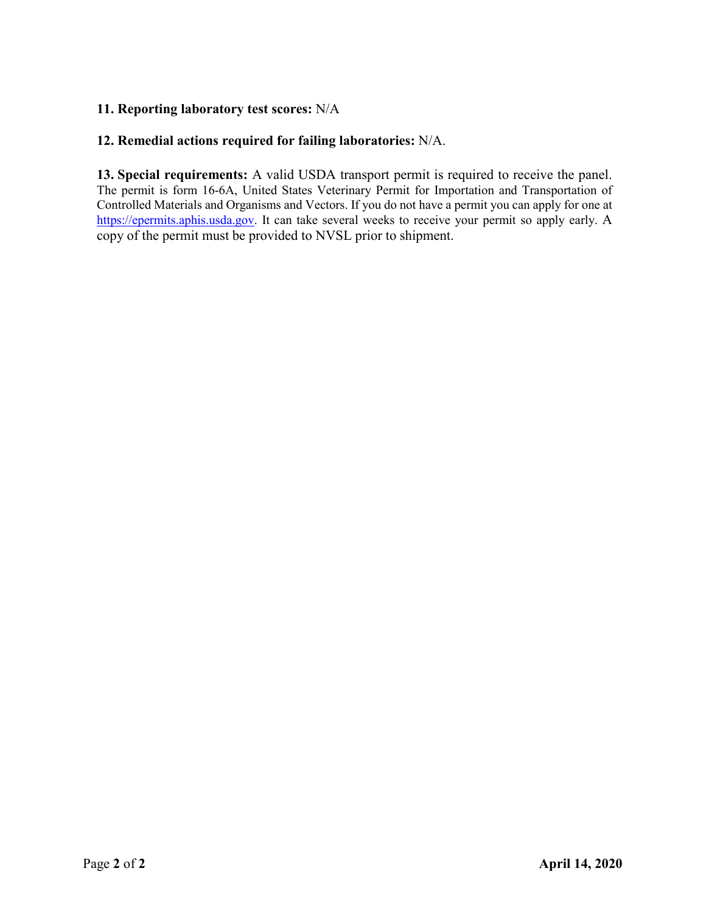**11. Reporting laboratory test scores:** N/A

**12. Remedial actions required for failing laboratories:** N/A.

**13. Special requirements:** A valid USDA transport permit is required to receive the panel. The permit is form 16-6A, United States Veterinary Permit for Importation and Transportation of Controlled Materials and Organisms and Vectors. If you do not have a permit you can apply for one at https://epermits.aphis.usda.gov. It can take several weeks to receive your permit so apply early. A copy of the permit must be provided to NVSL prior to shipment.